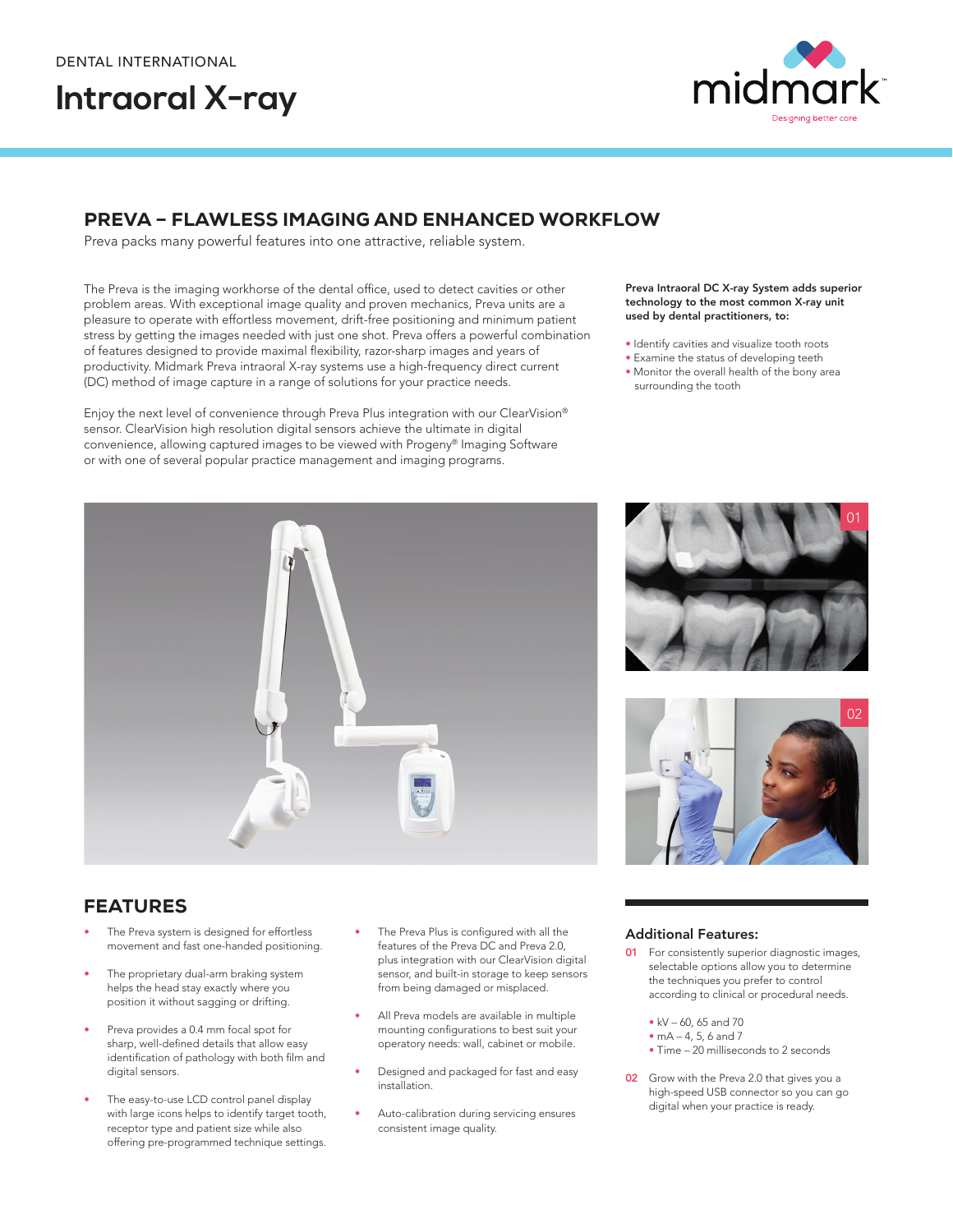DENTAL INTERNATIONAL

# Intraoral X-ray

midmark™
Designing better care

## PREVA – FLAWLESS IMAGING AND ENHANCED WORKFLOW

Preva packs many powerful features into one attractive, reliable system.

The Preva is the imaging workhorse of the dental office, used to detect cavities or other problem areas. With exceptional image quality and proven mechanics, Preva units are a pleasure to operate with effortless movement, drift-free positioning and minimum patient stress by getting the images needed with just one shot. Preva offers a powerful combination of features designed to provide maximal flexibility, razor-sharp images and years of productivity. Midmark Preva intraoral X-ray systems use a high-frequency direct current (DC) method of image capture in a range of solutions for your practice needs.

Enjoy the next level of convenience through Preva Plus integration with our ClearVision® sensor. ClearVision high resolution digital sensors achieve the ultimate in digital convenience, allowing captured images to be viewed with Progeny® Imaging Software or with one of several popular practice management and imaging programs.

**Preva Intraoral DC X-ray System adds superior technology to the most common X-ray unit used by dental practitioners, to:**

- Identify cavities and visualize tooth roots
- Examine the status of developing teeth
- Monitor the overall health of the bony area surrounding the tooth

01

02

## FEATURES

- The Preva system is designed for effortless movement and fast one-handed positioning.
- The proprietary dual-arm braking system helps the head stay exactly where you position it without sagging or drifting.
- Preva provides a 0.4 mm focal spot for sharp, well-defined details that allow easy identification of pathology with both film and digital sensors.
- The easy-to-use LCD control panel display with large icons helps to identify target tooth, receptor type and patient size while also offering pre-programmed technique settings.
- The Preva Plus is configured with all the features of the Preva DC and Preva 2.0, plus integration with our ClearVision digital sensor, and built-in storage to keep sensors from being damaged or misplaced.
- All Preva models are available in multiple mounting configurations to best suit your operatory needs: wall, cabinet or mobile.
- Designed and packaged for fast and easy installation.
- Auto-calibration during servicing ensures consistent image quality.

### Additional Features:

**01** For consistently superior diagnostic images, selectable options allow you to determine the techniques you prefer to control according to clinical or procedural needs.

- kV – 60, 65 and 70
- mA – 4, 5, 6 and 7
- Time – 20 milliseconds to 2 seconds

**02** Grow with the Preva 2.0 that gives you a high-speed USB connector so you can go digital when your practice is ready.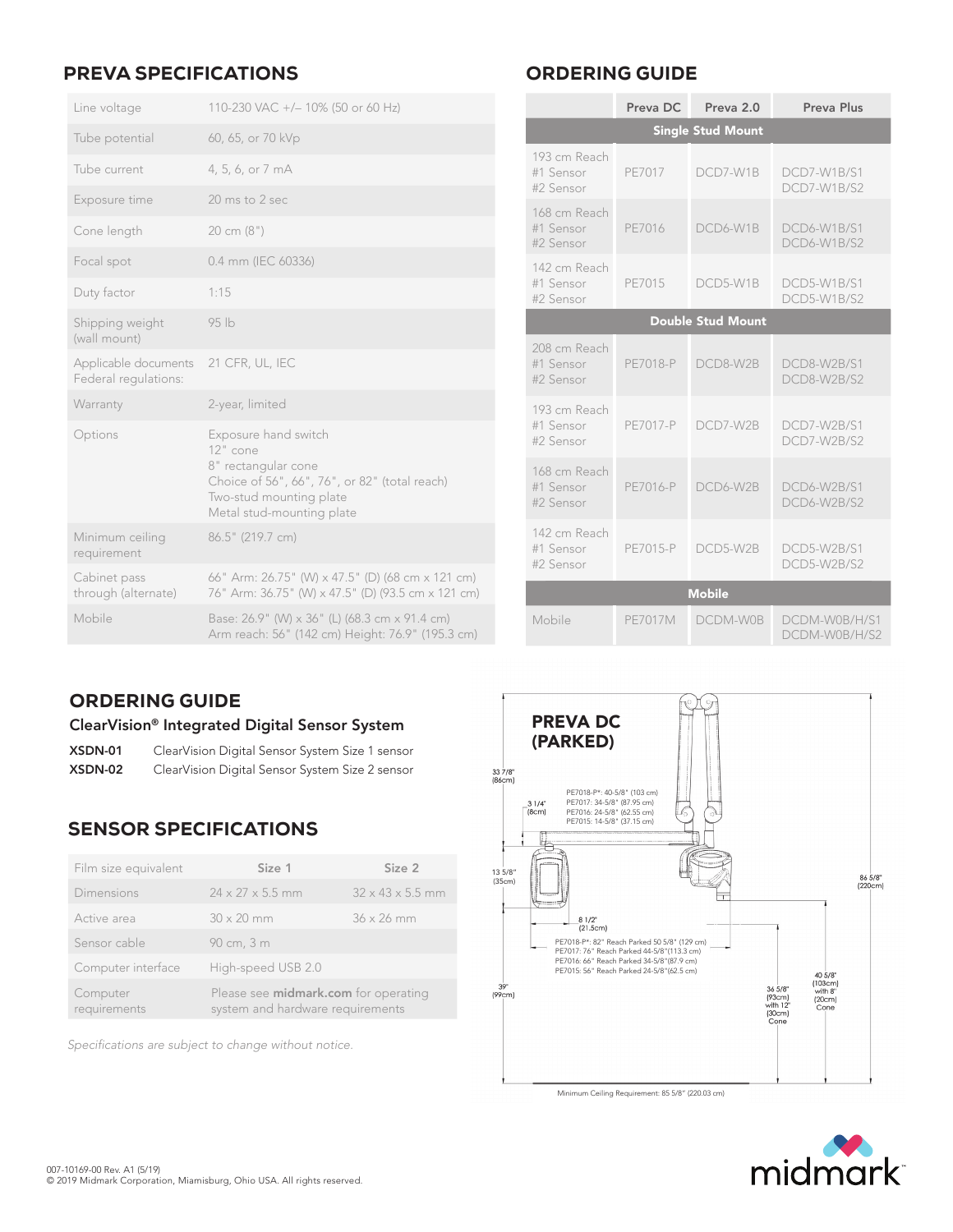## PREVA SPECIFICATIONS

| | |
|---|---|
| Line voltage | 110-230 VAC +/– 10% (50 or 60 Hz) |
| Tube potential | 60, 65, or 70 kVp |
| Tube current | 4, 5, 6, or 7 mA |
| Exposure time | 20 ms to 2 sec |
| Cone length | 20 cm (8") |
| Focal spot | 0.4 mm (IEC 60336) |
| Duty factor | 1:15 |
| Shipping weight (wall mount) | 95 lb |
| Applicable documents Federal regulations: | 21 CFR, UL, IEC |
| Warranty | 2-year, limited |
| Options | Exposure hand switch<br>12" cone<br>8" rectangular cone<br>Choice of 56", 66", 76", or 82" (total reach)<br>Two-stud mounting plate<br>Metal stud-mounting plate |
| Minimum ceiling requirement | 86.5" (219.7 cm) |
| Cabinet pass through (alternate) | 66" Arm: 26.75" (W) x 47.5" (D) (68 cm x 121 cm)<br>76" Arm: 36.75" (W) x 47.5" (D) (93.5 cm x 121 cm) |
| Mobile | Base: 26.9" (W) x 36" (L) (68.3 cm x 91.4 cm)<br>Arm reach: 56" (142 cm) Height: 76.9" (195.3 cm) |

## ORDERING GUIDE

| | Preva DC | Preva 2.0 | Preva Plus |
|---|---|---|---|
| **Single Stud Mount** | | | |
| 193 cm Reach<br>#1 Sensor<br>#2 Sensor | PE7017 | DCD7-W1B | DCD7-W1B/S1<br>DCD7-W1B/S2 |
| 168 cm Reach<br>#1 Sensor<br>#2 Sensor | PE7016 | DCD6-W1B | DCD6-W1B/S1<br>DCD6-W1B/S2 |
| 142 cm Reach<br>#1 Sensor<br>#2 Sensor | PE7015 | DCD5-W1B | DCD5-W1B/S1<br>DCD5-W1B/S2 |
| **Double Stud Mount** | | | |
| 208 cm Reach<br>#1 Sensor<br>#2 Sensor | PE7018-P | DCD8-W2B | DCD8-W2B/S1<br>DCD8-W2B/S2 |
| 193 cm Reach<br>#1 Sensor<br>#2 Sensor | PE7017-P | DCD7-W2B | DCD7-W2B/S1<br>DCD7-W2B/S2 |
| 168 cm Reach<br>#1 Sensor<br>#2 Sensor | PE7016-P | DCD6-W2B | DCD6-W2B/S1<br>DCD6-W2B/S2 |
| 142 cm Reach<br>#1 Sensor<br>#2 Sensor | PE7015-P | DCD5-W2B | DCD5-W2B/S1<br>DCD5-W2B/S2 |
| **Mobile** | | | |
| Mobile | PE7017M | DCDM-W0B | DCDM-W0B/H/S1<br>DCDM-W0B/H/S2 |

## ORDERING GUIDE

### ClearVision® Integrated Digital Sensor System

**XSDN-01** ClearVision Digital Sensor System Size 1 sensor
**XSDN-02** ClearVision Digital Sensor System Size 2 sensor

## SENSOR SPECIFICATIONS

| Film size equivalent | Size 1 | Size 2 |
|---|---|---|
| Dimensions | 24 x 27 x 5.5 mm | 32 x 43 x 5.5 mm |
| Active area | 30 x 20 mm | 36 x 26 mm |
| Sensor cable | 90 cm, 3 m | |
| Computer interface | High-speed USB 2.0 | |
| Computer requirements | Please see **midmark.com** for operating system and hardware requirements | |

*Specifications are subject to change without notice.*

**PREVA DC (PARKED)**

33 7/8" (86cm)

3 1/4" (8cm)

PE7018-P*: 40-5/8" (103 cm)
PE7017: 34-5/8" (87.95 cm)
PE7016: 24-5/8" (62.55 cm)
PE7015: 14-5/8" (37.15 cm)

13 5/8" (35cm)

86 5/8" (220cm)

8 1/2" (21.5cm)

PE7018-P*: 82" Reach Parked 50 5/8" (129 cm)
PE7017: 76" Reach Parked 44-5/8"(113.3 cm)
PE7016: 66" Reach Parked 34-5/8"(87.9 cm)
PE7015: 56" Reach Parked 24-5/8"(62.5 cm)

39" (99cm)

36 5/8" (93cm) with 12" (30cm) Cone

40 5/8" (103cm) with 8" (20cm) Cone

Minimum Ceiling Requirement: 85 5/8" (220.03 cm)

007-10169-00 Rev. A1 (5/19)
© 2019 Midmark Corporation, Miamisburg, Ohio USA. All rights reserved.

midmark